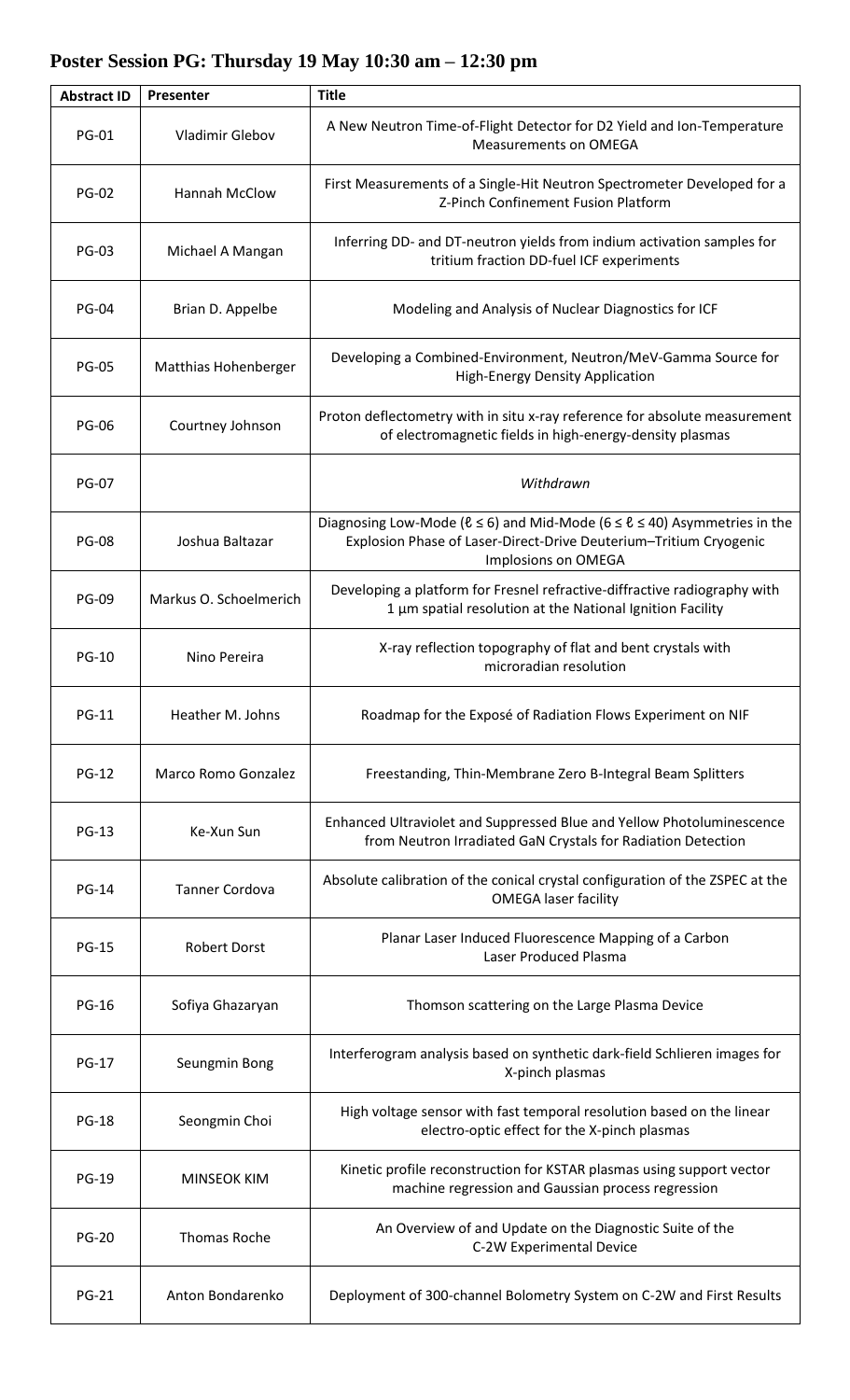## Poster Session PG: Thursday 19 May 10:30 am – 12:30 pm

| Abstract ID | Presenter | Title |
|---|---|---|
| PG-01 | Vladimir Glebov | A New Neutron Time-of-Flight Detector for D2 Yield and Ion-Temperature Measurements on OMEGA |
| PG-02 | Hannah McClow | First Measurements of a Single-Hit Neutron Spectrometer Developed for a Z-Pinch Confinement Fusion Platform |
| PG-03 | Michael A Mangan | Inferring DD- and DT-neutron yields from indium activation samples for tritium fraction DD-fuel ICF experiments |
| PG-04 | Brian D. Appelbe | Modeling and Analysis of Nuclear Diagnostics for ICF |
| PG-05 | Matthias Hohenberger | Developing a Combined-Environment, Neutron/MeV-Gamma Source for High-Energy Density Application |
| PG-06 | Courtney Johnson | Proton deflectometry with in situ x-ray reference for absolute measurement of electromagnetic fields in high-energy-density plasmas |
| PG-07 | | *Withdrawn* |
| PG-08 | Joshua Baltazar | Diagnosing Low-Mode ($\ell \leq 6$) and Mid-Mode ($6 \leq \ell \leq 40$) Asymmetries in the Explosion Phase of Laser-Direct-Drive Deuterium–Tritium Cryogenic Implosions on OMEGA |
| PG-09 | Markus O. Schoelmerich | Developing a platform for Fresnel refractive-diffractive radiography with 1 µm spatial resolution at the National Ignition Facility |
| PG-10 | Nino Pereira | X-ray reflection topography of flat and bent crystals with microradian resolution |
| PG-11 | Heather M. Johns | Roadmap for the Exposé of Radiation Flows Experiment on NIF |
| PG-12 | Marco Romo Gonzalez | Freestanding, Thin-Membrane Zero B-Integral Beam Splitters |
| PG-13 | Ke-Xun Sun | Enhanced Ultraviolet and Suppressed Blue and Yellow Photoluminescence from Neutron Irradiated GaN Crystals for Radiation Detection |
| PG-14 | Tanner Cordova | Absolute calibration of the conical crystal configuration of the ZSPEC at the OMEGA laser facility |
| PG-15 | Robert Dorst | Planar Laser Induced Fluorescence Mapping of a Carbon Laser Produced Plasma |
| PG-16 | Sofiya Ghazaryan | Thomson scattering on the Large Plasma Device |
| PG-17 | Seungmin Bong | Interferogram analysis based on synthetic dark-field Schlieren images for X-pinch plasmas |
| PG-18 | Seongmin Choi | High voltage sensor with fast temporal resolution based on the linear electro-optic effect for the X-pinch plasmas |
| PG-19 | MINSEOK KIM | Kinetic profile reconstruction for KSTAR plasmas using support vector machine regression and Gaussian process regression |
| PG-20 | Thomas Roche | An Overview of and Update on the Diagnostic Suite of the C-2W Experimental Device |
| PG-21 | Anton Bondarenko | Deployment of 300-channel Bolometry System on C-2W and First Results |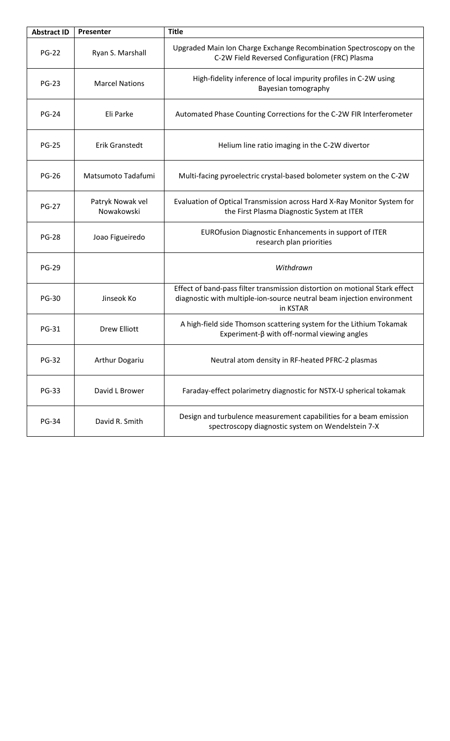| Abstract ID | Presenter | Title |
| --- | --- | --- |
| PG-22 | Ryan S. Marshall | Upgraded Main Ion Charge Exchange Recombination Spectroscopy on the C-2W Field Reversed Configuration (FRC) Plasma |
| PG-23 | Marcel Nations | High-fidelity inference of local impurity profiles in C-2W using Bayesian tomography |
| PG-24 | Eli Parke | Automated Phase Counting Corrections for the C-2W FIR Interferometer |
| PG-25 | Erik Granstedt | Helium line ratio imaging in the C-2W divertor |
| PG-26 | Matsumoto Tadafumi | Multi-facing pyroelectric crystal-based bolometer system on the C-2W |
| PG-27 | Patryk Nowak vel Nowakowski | Evaluation of Optical Transmission across Hard X-Ray Monitor System for the First Plasma Diagnostic System at ITER |
| PG-28 | Joao Figueiredo | EUROfusion Diagnostic Enhancements in support of ITER research plan priorities |
| PG-29 | | *Withdrawn* |
| PG-30 | Jinseok Ko | Effect of band-pass filter transmission distortion on motional Stark effect diagnostic with multiple-ion-source neutral beam injection environment in KSTAR |
| PG-31 | Drew Elliott | A high-field side Thomson scattering system for the Lithium Tokamak Experiment-β with off-normal viewing angles |
| PG-32 | Arthur Dogariu | Neutral atom density in RF-heated PFRC-2 plasmas |
| PG-33 | David L Brower | Faraday-effect polarimetry diagnostic for NSTX-U spherical tokamak |
| PG-34 | David R. Smith | Design and turbulence measurement capabilities for a beam emission spectroscopy diagnostic system on Wendelstein 7-X |